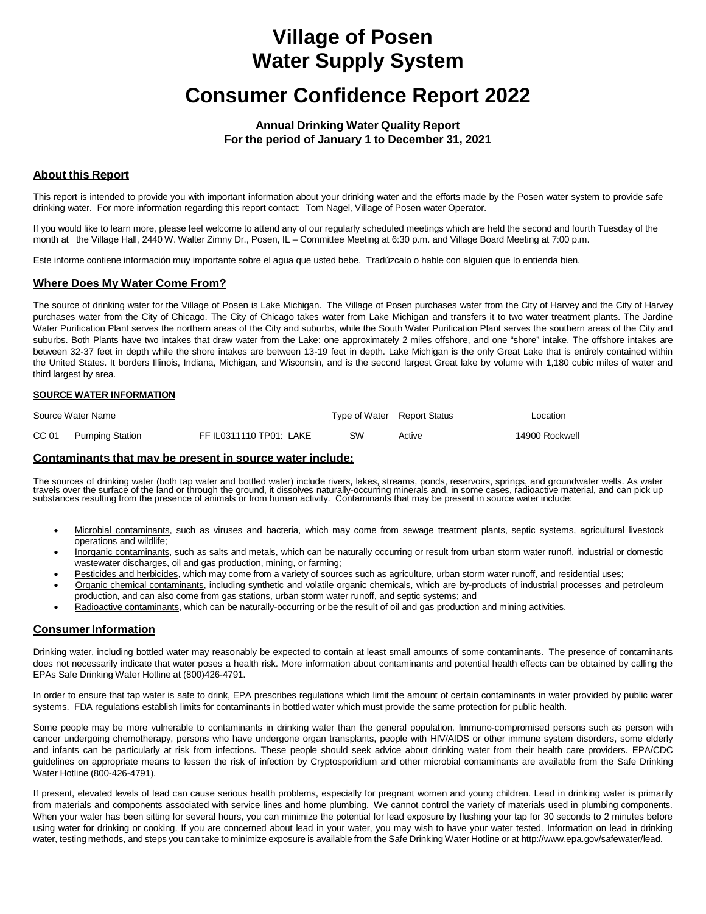# Village of Posen
# Water Supply System

# Consumer Confidence Report 2022

**Annual Drinking Water Quality Report**
**For the period of January 1 to December 31, 2021**

## About this Report

This report is intended to provide you with important information about your drinking water and the efforts made by the Posen water system to provide safe drinking water. For more information regarding this report contact: Tom Nagel, Village of Posen water Operator.

If you would like to learn more, please feel welcome to attend any of our regularly scheduled meetings which are held the second and fourth Tuesday of the month at the Village Hall, 2440 W. Walter Zimny Dr., Posen, IL – Committee Meeting at 6:30 p.m. and Village Board Meeting at 7:00 p.m.

Este informe contiene información muy importante sobre el agua que usted bebe. Tradúzcalo o hable con alguien que lo entienda bien.

## Where Does My Water Come From?

The source of drinking water for the Village of Posen is Lake Michigan. The Village of Posen purchases water from the City of Harvey and the City of Harvey purchases water from the City of Chicago. The City of Chicago takes water from Lake Michigan and transfers it to two water treatment plants. The Jardine Water Purification Plant serves the northern areas of the City and suburbs, while the South Water Purification Plant serves the southern areas of the City and suburbs. Both Plants have two intakes that draw water from the Lake: one approximately 2 miles offshore, and one "shore" intake. The offshore intakes are between 32-37 feet in depth while the shore intakes are between 13-19 feet in depth. Lake Michigan is the only Great Lake that is entirely contained within the United States. It borders Illinois, Indiana, Michigan, and Wisconsin, and is the second largest Great lake by volume with 1,180 cubic miles of water and third largest by area.

### SOURCE WATER INFORMATION

| Source Water Name | | | Type of Water | Report Status | Location |
|---|---|---|---|---|---|
| CC 01 | Pumping Station | FF IL0311110 TP01: LAKE | SW | Active | 14900 Rockwell |

## Contaminants that may be present in source water include:

The sources of drinking water (both tap water and bottled water) include rivers, lakes, streams, ponds, reservoirs, springs, and groundwater wells. As water travels over the surface of the land or through the ground, it dissolves naturally-occurring minerals and, in some cases, radioactive material, and can pick up substances resulting from the presence of animals or from human activity. Contaminants that may be present in source water include:

- Microbial contaminants, such as viruses and bacteria, which may come from sewage treatment plants, septic systems, agricultural livestock operations and wildlife;
- Inorganic contaminants, such as salts and metals, which can be naturally occurring or result from urban storm water runoff, industrial or domestic wastewater discharges, oil and gas production, mining, or farming;
- Pesticides and herbicides, which may come from a variety of sources such as agriculture, urban storm water runoff, and residential uses;
- Organic chemical contaminants, including synthetic and volatile organic chemicals, which are by-products of industrial processes and petroleum production, and can also come from gas stations, urban storm water runoff, and septic systems; and
- Radioactive contaminants, which can be naturally-occurring or be the result of oil and gas production and mining activities.

## Consumer Information

Drinking water, including bottled water may reasonably be expected to contain at least small amounts of some contaminants. The presence of contaminants does not necessarily indicate that water poses a health risk. More information about contaminants and potential health effects can be obtained by calling the EPAs Safe Drinking Water Hotline at (800)426-4791.

In order to ensure that tap water is safe to drink, EPA prescribes regulations which limit the amount of certain contaminants in water provided by public water systems. FDA regulations establish limits for contaminants in bottled water which must provide the same protection for public health.

Some people may be more vulnerable to contaminants in drinking water than the general population. Immuno-compromised persons such as person with cancer undergoing chemotherapy, persons who have undergone organ transplants, people with HIV/AIDS or other immune system disorders, some elderly and infants can be particularly at risk from infections. These people should seek advice about drinking water from their health care providers. EPA/CDC guidelines on appropriate means to lessen the risk of infection by Cryptosporidium and other microbial contaminants are available from the Safe Drinking Water Hotline (800-426-4791).

If present, elevated levels of lead can cause serious health problems, especially for pregnant women and young children. Lead in drinking water is primarily from materials and components associated with service lines and home plumbing. We cannot control the variety of materials used in plumbing components. When your water has been sitting for several hours, you can minimize the potential for lead exposure by flushing your tap for 30 seconds to 2 minutes before using water for drinking or cooking. If you are concerned about lead in your water, you may wish to have your water tested. Information on lead in drinking water, testing methods, and steps you can take to minimize exposure is available from the Safe Drinking Water Hotline or at http://www.epa.gov/safewater/lead.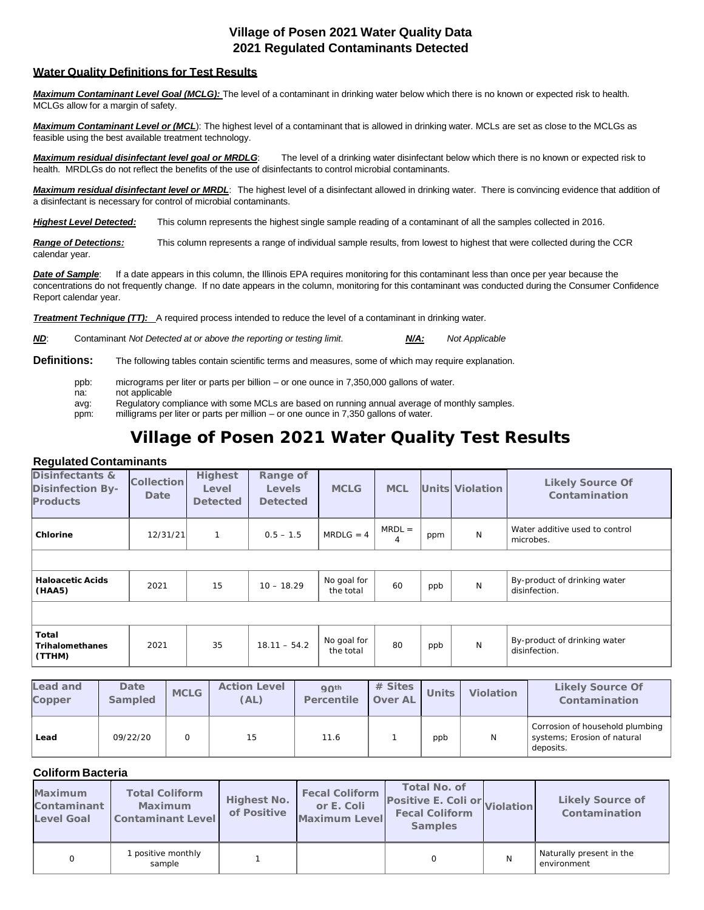# Village of Posen 2021 Water Quality Data
## 2021 Regulated Contaminants Detected

### Water Quality Definitions for Test Results

***Maximum Contaminant Level Goal (MCLG):*** The level of a contaminant in drinking water below which there is no known or expected risk to health. MCLGs allow for a margin of safety.

***Maximum Contaminant Level or (MCL***): The highest level of a contaminant that is allowed in drinking water. MCLs are set as close to the MCLGs as feasible using the best available treatment technology.

***Maximum residual disinfectant level goal or MRDLG***: The level of a drinking water disinfectant below which there is no known or expected risk to health. MRDLGs do not reflect the benefits of the use of disinfectants to control microbial contaminants.

***Maximum residual disinfectant level or MRDL***: The highest level of a disinfectant allowed in drinking water. There is convincing evidence that addition of a disinfectant is necessary for control of microbial contaminants.

***Highest Level Detected:*** This column represents the highest single sample reading of a contaminant of all the samples collected in 2016.

***Range of Detections:*** This column represents a range of individual sample results, from lowest to highest that were collected during the CCR calendar year.

***Date of Sample***: If a date appears in this column, the Illinois EPA requires monitoring for this contaminant less than once per year because the concentrations do not frequently change. If no date appears in the column, monitoring for this contaminant was conducted during the Consumer Confidence Report calendar year.

***Treatment Technique (TT):*** A required process intended to reduce the level of a contaminant in drinking water.

***ND***: Contaminant *Not Detected at or above the reporting or testing limit.* ***N/A:*** *Not Applicable*

**Definitions:** The following tables contain scientific terms and measures, some of which may require explanation.

ppb: micrograms per liter or parts per billion – or one ounce in 7,350,000 gallons of water.
na: not applicable
avg: Regulatory compliance with some MCLs are based on running annual average of monthly samples.
ppm: milligrams per liter or parts per million – or one ounce in 7,350 gallons of water.

# Village of Posen 2021 Water Quality Test Results

### Regulated Contaminants

| Disinfectants & Disinfection By-Products | Collection Date | Highest Level Detected | Range of Levels Detected | MCLG | MCL | Units | Violation | Likely Source Of Contamination |
|---|---|---|---|---|---|---|---|---|
| **Chlorine** | 12/31/21 | 1 | 0.5 – 1.5 | MRDLG = 4 | MRDL = 4 | ppm | N | Water additive used to control microbes. |
| **Haloacetic Acids (HAA5)** | 2021 | 15 | 10 – 18.29 | No goal for the total | 60 | ppb | N | By-product of drinking water disinfection. |
| **Total Trihalomethanes (TTHM)** | 2021 | 35 | 18.11 – 54.2 | No goal for the total | 80 | ppb | N | By-product of drinking water disinfection. |

| Lead and Copper | Date Sampled | MCLG | Action Level (AL) | 90th Percentile | # Sites Over AL | Units | Violation | Likely Source Of Contamination |
|---|---|---|---|---|---|---|---|---|
| **Lead** | 09/22/20 | 0 | 15 | 11.6 | 1 | ppb | N | Corrosion of household plumbing systems; Erosion of natural deposits. |

### Coliform Bacteria

| Maximum Contaminant Level Goal | Total Coliform Maximum Contaminant Level | Highest No. of Positive | Fecal Coliform or E. Coli Maximum Level | Total No. of Positive E. Coli or Fecal Coliform Samples | Violation | Likely Source of Contamination |
|---|---|---|---|---|---|---|
| 0 | 1 positive monthly sample | 1 | | 0 | N | Naturally present in the environment |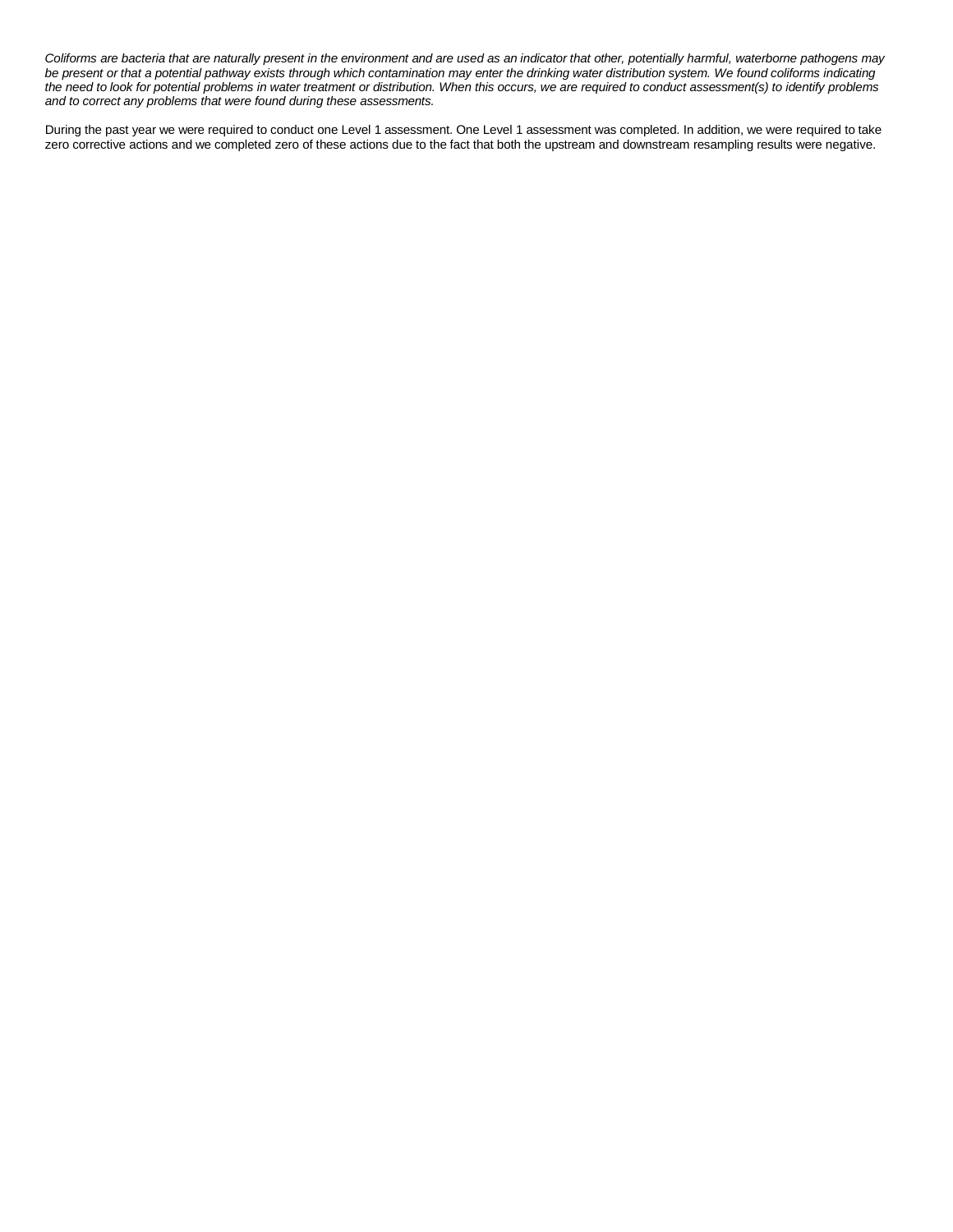*Coliforms are bacteria that are naturally present in the environment and are used as an indicator that other, potentially harmful, waterborne pathogens may be present or that a potential pathway exists through which contamination may enter the drinking water distribution system. We found coliforms indicating the need to look for potential problems in water treatment or distribution. When this occurs, we are required to conduct assessment(s) to identify problems and to correct any problems that were found during these assessments.*

During the past year we were required to conduct one Level 1 assessment. One Level 1 assessment was completed. In addition, we were required to take zero corrective actions and we completed zero of these actions due to the fact that both the upstream and downstream resampling results were negative.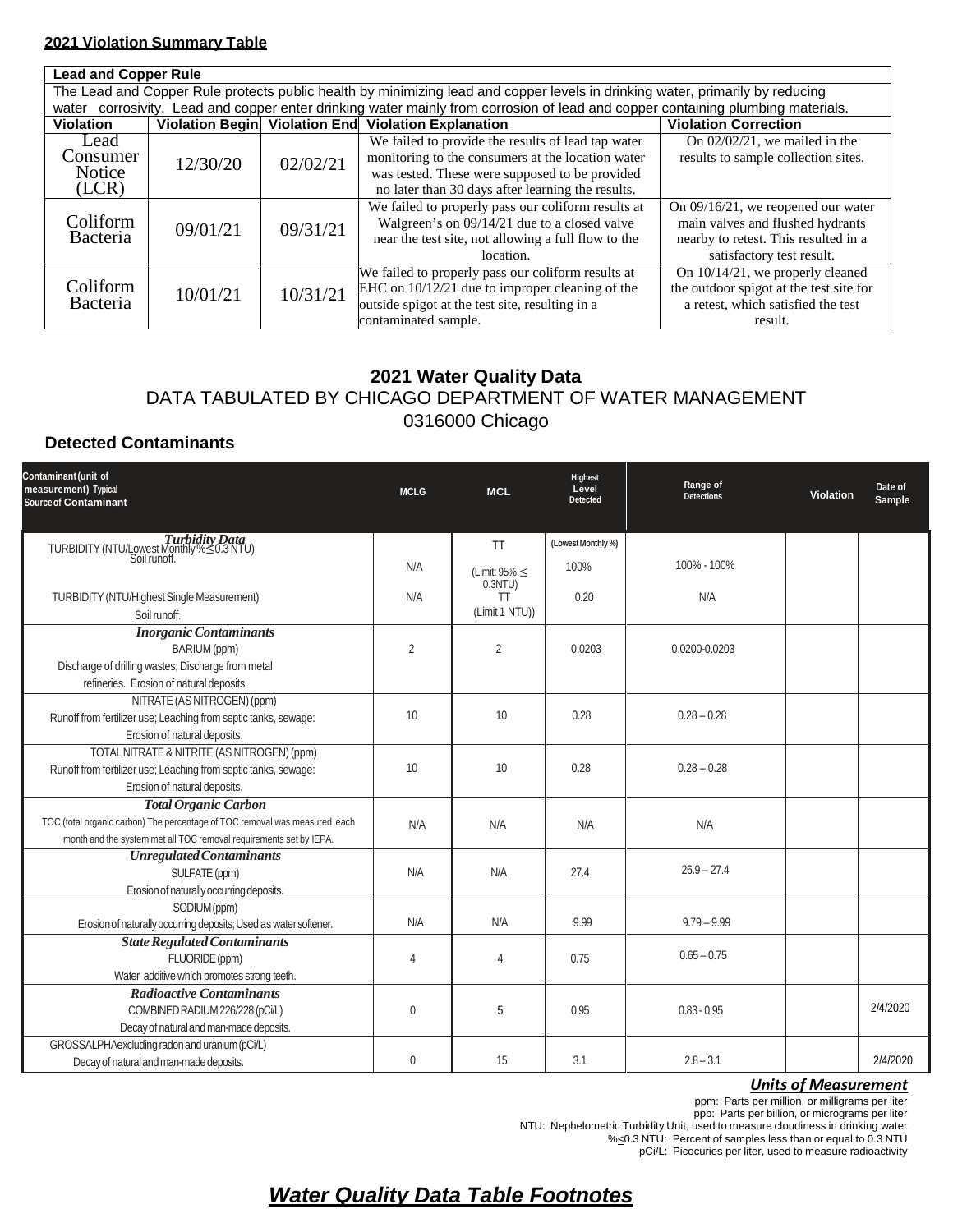**2021 Violation Summary Table**

| Lead and Copper Rule | | | | |
|---|---|---|---|---|
| The Lead and Copper Rule protects public health by minimizing lead and copper levels in drinking water, primarily by reducing water corrosivity. Lead and copper enter drinking water mainly from corrosion of lead and copper containing plumbing materials. | | | | |
| **Violation** | **Violation Begin** | **Violation End** | **Violation Explanation** | **Violation Correction** |
| Lead Consumer Notice (LCR) | 12/30/20 | 02/02/21 | We failed to provide the results of lead tap water monitoring to the consumers at the location water was tested. These were supposed to be provided no later than 30 days after learning the results. | On 02/02/21, we mailed in the results to sample collection sites. |
| Coliform Bacteria | 09/01/21 | 09/31/21 | We failed to properly pass our coliform results at Walgreen's on 09/14/21 due to a closed valve near the test site, not allowing a full flow to the location. | On 09/16/21, we reopened our water main valves and flushed hydrants nearby to retest. This resulted in a satisfactory test result. |
| Coliform Bacteria | 10/01/21 | 10/31/21 | We failed to properly pass our coliform results at EHC on 10/12/21 due to improper cleaning of the outside spigot at the test site, resulting in a contaminated sample. | On 10/14/21, we properly cleaned the outdoor spigot at the test site for a retest, which satisfied the test result. |

## 2021 Water Quality Data

DATA TABULATED BY CHICAGO DEPARTMENT OF WATER MANAGEMENT

0316000 Chicago

### Detected Contaminants

| Contaminant (unit of measurement) Typical Source of Contaminant | MCLG | MCL | Highest Level Detected | Range of Detections | Violation | Date of Sample |
|---|---|---|---|---|---|---|
| ***Turbidity Data*** | | | | | | |
| TURBIDITY (NTU/Lowest Monthly %≤0.3 NTU) Soil runoff. | N/A | TT (Limit: 95% ≤ 0.3NTU) | (Lowest Monthly %) 100% | 100% - 100% | | |
| TURBIDITY (NTU/Highest Single Measurement) Soil runoff. | N/A | TT (Limit 1 NTU)) | 0.20 | N/A | | |
| ***Inorganic Contaminants*** | | | | | | |
| BARIUM (ppm) Discharge of drilling wastes; Discharge from metal refineries. Erosion of natural deposits. | 2 | 2 | 0.0203 | 0.0200-0.0203 | | |
| NITRATE (AS NITROGEN) (ppm) Runoff from fertilizer use; Leaching from septic tanks, sewage: Erosion of natural deposits. | 10 | 10 | 0.28 | 0.28 – 0.28 | | |
| TOTAL NITRATE & NITRITE (AS NITROGEN) (ppm) Runoff from fertilizer use; Leaching from septic tanks, sewage: Erosion of natural deposits. | 10 | 10 | 0.28 | 0.28 – 0.28 | | |
| ***Total Organic Carbon*** | | | | | | |
| TOC (total organic carbon) The percentage of TOC removal was measured each month and the system met all TOC removal requirements set by IEPA. | N/A | N/A | N/A | N/A | | |
| ***Unregulated Contaminants*** | | | | | | |
| SULFATE (ppm) Erosion of naturally occurring deposits. | N/A | N/A | 27.4 | 26.9 – 27.4 | | |
| SODIUM (ppm) Erosion of naturally occurring deposits; Used as water softener. | N/A | N/A | 9.99 | 9.79 – 9.99 | | |
| ***State Regulated Contaminants*** | | | | | | |
| FLUORIDE (ppm) Water additive which promotes strong teeth. | 4 | 4 | 0.75 | 0.65 – 0.75 | | |
| ***Radioactive Contaminants*** | | | | | | |
| COMBINED RADIUM 226/228 (pCi/L) Decay of natural and man-made deposits. | 0 | 5 | 0.95 | 0.83 - 0.95 | | 2/4/2020 |
| GROSSALPHA excluding radon and uranium (pCi/L) Decay of natural and man-made deposits. | 0 | 15 | 3.1 | 2.8 – 3.1 | | 2/4/2020 |

***Units of Measurement***

ppm: Parts per million, or milligrams per liter

ppb: Parts per billion, or micrograms per liter

NTU: Nephelometric Turbidity Unit, used to measure cloudiness in drinking water

%≤0.3 NTU: Percent of samples less than or equal to 0.3 NTU

pCi/L: Picocuries per liter, used to measure radioactivity

## ***Water Quality Data Table Footnotes***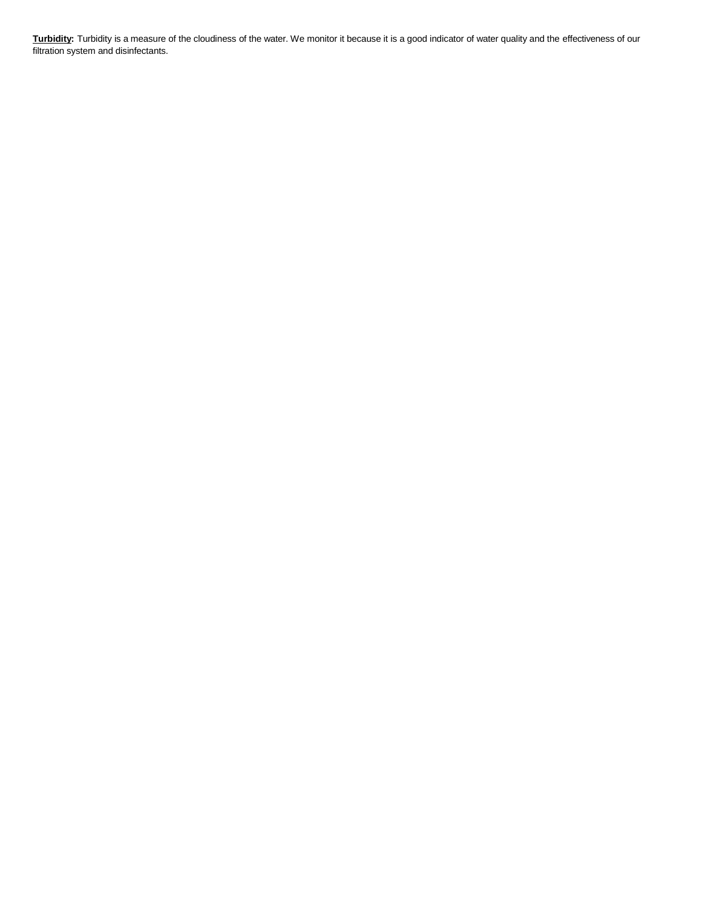**Turbidity:** Turbidity is a measure of the cloudiness of the water. We monitor it because it is a good indicator of water quality and the effectiveness of our filtration system and disinfectants.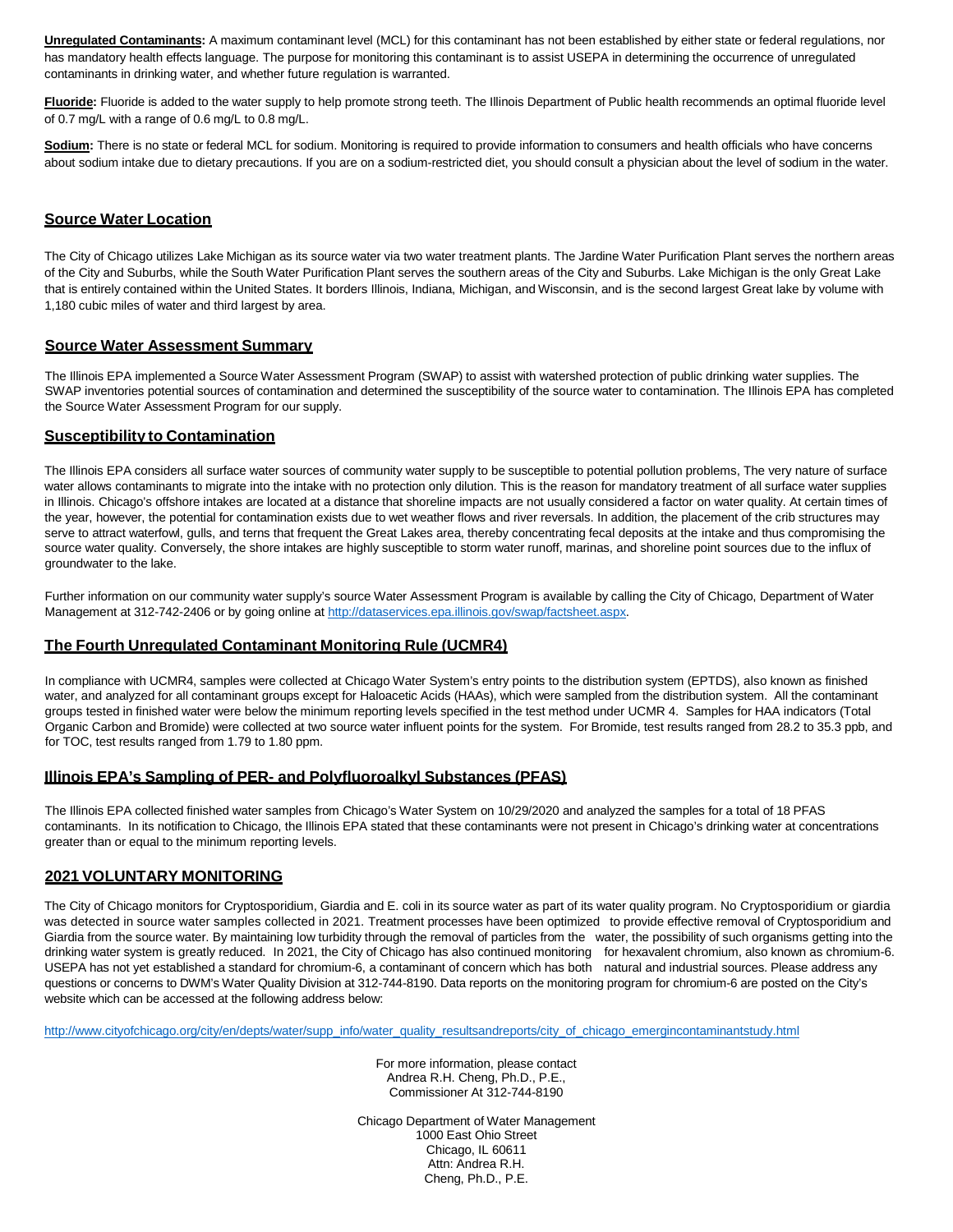**Unregulated Contaminants:** A maximum contaminant level (MCL) for this contaminant has not been established by either state or federal regulations, nor has mandatory health effects language. The purpose for monitoring this contaminant is to assist USEPA in determining the occurrence of unregulated contaminants in drinking water, and whether future regulation is warranted.

**Fluoride:** Fluoride is added to the water supply to help promote strong teeth. The Illinois Department of Public health recommends an optimal fluoride level of 0.7 mg/L with a range of 0.6 mg/L to 0.8 mg/L.

**Sodium:** There is no state or federal MCL for sodium. Monitoring is required to provide information to consumers and health officials who have concerns about sodium intake due to dietary precautions. If you are on a sodium-restricted diet, you should consult a physician about the level of sodium in the water.

## Source Water Location

The City of Chicago utilizes Lake Michigan as its source water via two water treatment plants. The Jardine Water Purification Plant serves the northern areas of the City and Suburbs, while the South Water Purification Plant serves the southern areas of the City and Suburbs. Lake Michigan is the only Great Lake that is entirely contained within the United States. It borders Illinois, Indiana, Michigan, and Wisconsin, and is the second largest Great lake by volume with 1,180 cubic miles of water and third largest by area.

## Source Water Assessment Summary

The Illinois EPA implemented a Source Water Assessment Program (SWAP) to assist with watershed protection of public drinking water supplies. The SWAP inventories potential sources of contamination and determined the susceptibility of the source water to contamination. The Illinois EPA has completed the Source Water Assessment Program for our supply.

## Susceptibility to Contamination

The Illinois EPA considers all surface water sources of community water supply to be susceptible to potential pollution problems, The very nature of surface water allows contaminants to migrate into the intake with no protection only dilution. This is the reason for mandatory treatment of all surface water supplies in Illinois. Chicago's offshore intakes are located at a distance that shoreline impacts are not usually considered a factor on water quality. At certain times of the year, however, the potential for contamination exists due to wet weather flows and river reversals. In addition, the placement of the crib structures may serve to attract waterfowl, gulls, and terns that frequent the Great Lakes area, thereby concentrating fecal deposits at the intake and thus compromising the source water quality. Conversely, the shore intakes are highly susceptible to storm water runoff, marinas, and shoreline point sources due to the influx of groundwater to the lake.

Further information on our community water supply's source Water Assessment Program is available by calling the City of Chicago, Department of Water Management at 312-742-2406 or by going online at http://dataservices.epa.illinois.gov/swap/factsheet.aspx.

## The Fourth Unregulated Contaminant Monitoring Rule (UCMR4)

In compliance with UCMR4, samples were collected at Chicago Water System's entry points to the distribution system (EPTDS), also known as finished water, and analyzed for all contaminant groups except for Haloacetic Acids (HAAs), which were sampled from the distribution system. All the contaminant groups tested in finished water were below the minimum reporting levels specified in the test method under UCMR 4. Samples for HAA indicators (Total Organic Carbon and Bromide) were collected at two source water influent points for the system. For Bromide, test results ranged from 28.2 to 35.3 ppb, and for TOC, test results ranged from 1.79 to 1.80 ppm.

## Illinois EPA's Sampling of PER- and Polyfluoroalkyl Substances (PFAS)

The Illinois EPA collected finished water samples from Chicago's Water System on 10/29/2020 and analyzed the samples for a total of 18 PFAS contaminants. In its notification to Chicago, the Illinois EPA stated that these contaminants were not present in Chicago's drinking water at concentrations greater than or equal to the minimum reporting levels.

## 2021 VOLUNTARY MONITORING

The City of Chicago monitors for Cryptosporidium, Giardia and E. coli in its source water as part of its water quality program. No Cryptosporidium or giardia was detected in source water samples collected in 2021. Treatment processes have been optimized to provide effective removal of Cryptosporidium and Giardia from the source water. By maintaining low turbidity through the removal of particles from the water, the possibility of such organisms getting into the drinking water system is greatly reduced. In 2021, the City of Chicago has also continued monitoring for hexavalent chromium, also known as chromium-6. USEPA has not yet established a standard for chromium-6, a contaminant of concern which has both natural and industrial sources. Please address any questions or concerns to DWM's Water Quality Division at 312-744-8190. Data reports on the monitoring program for chromium-6 are posted on the City's website which can be accessed at the following address below:

http://www.cityofchicago.org/city/en/depts/water/supp_info/water_quality_resultsandreports/city_of_chicago_emergincontaminantstudy.html

For more information, please contact
Andrea R.H. Cheng, Ph.D., P.E.,
Commissioner At 312-744-8190

Chicago Department of Water Management
1000 East Ohio Street
Chicago, IL 60611
Attn: Andrea R.H.
Cheng, Ph.D., P.E.